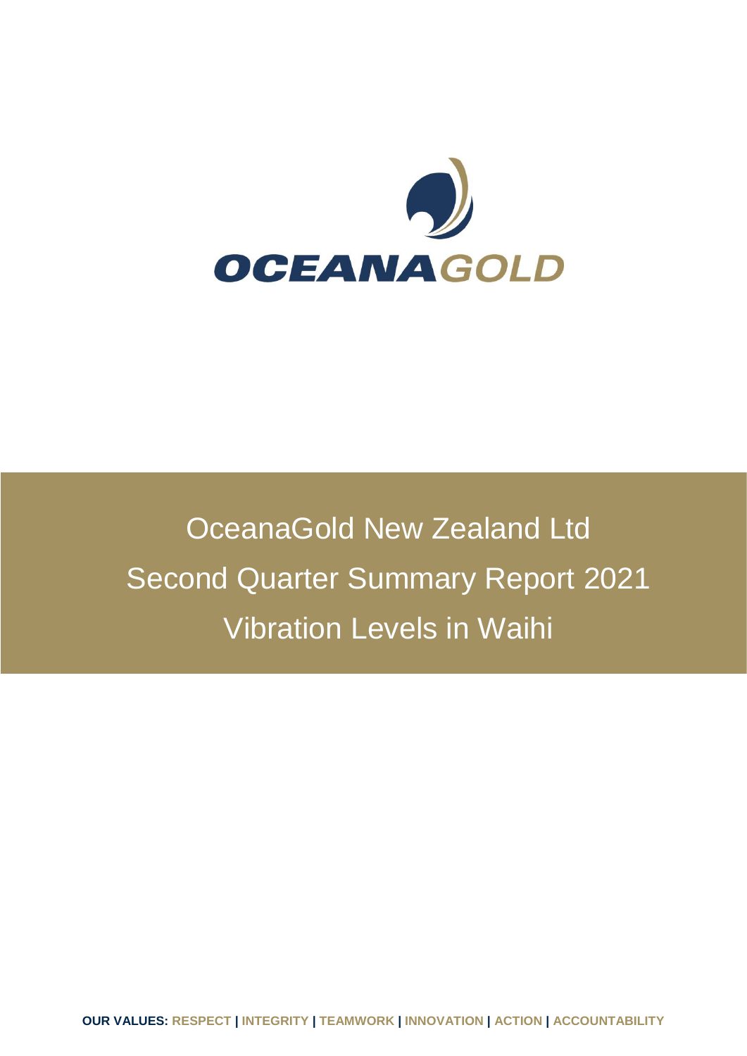# OceanaGold New Zealand Ltd
# Second Quarter Summary Report 2021
# Vibration Levels in Waihi

**OUR VALUES: RESPECT | INTEGRITY | TEAMWORK | INNOVATION | ACTION | ACCOUNTABILITY**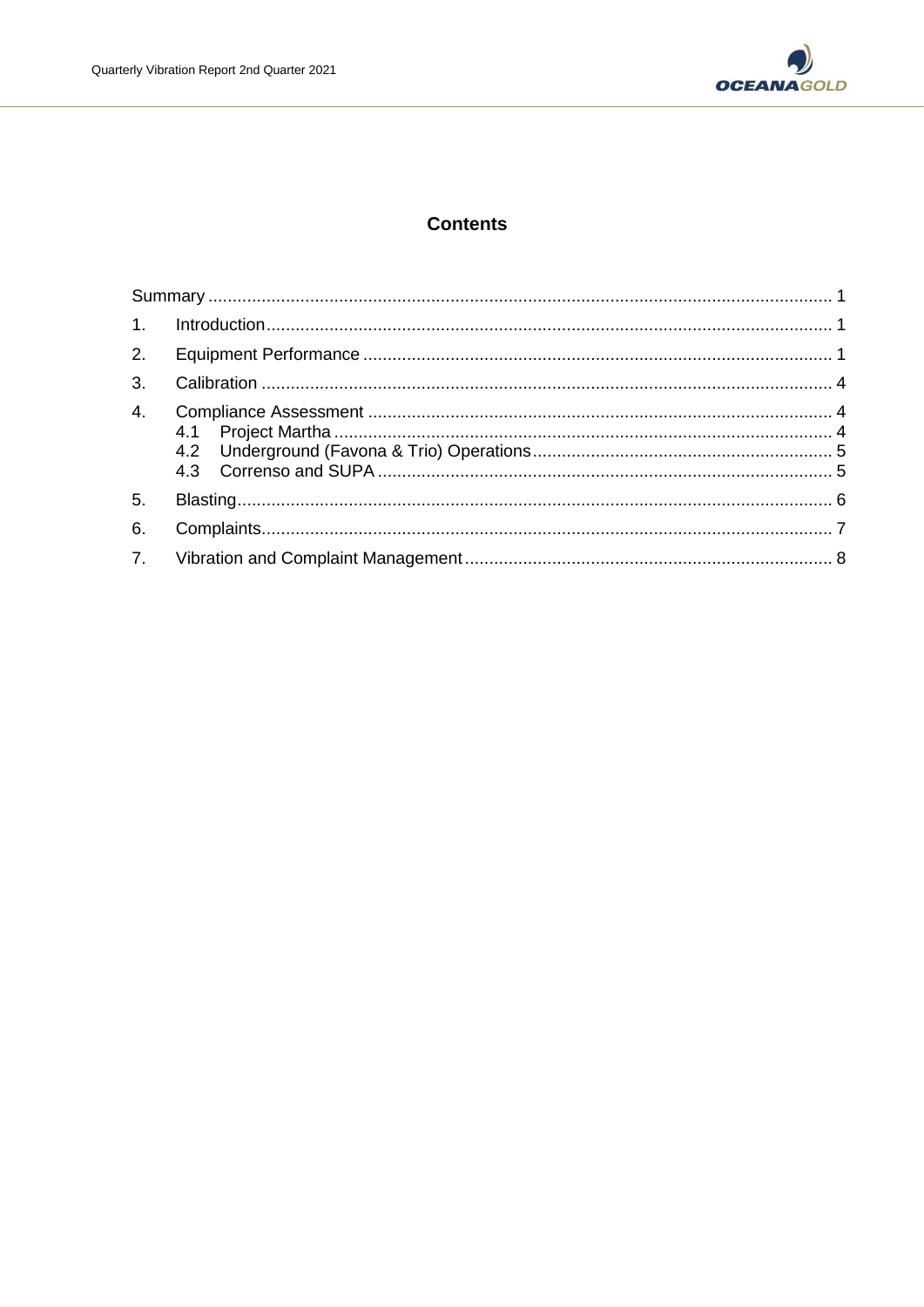# Contents

| | | |
|---|---|---|
| Summary | | 1 |
| 1. | Introduction | 1 |
| 2. | Equipment Performance | 1 |
| 3. | Calibration | 4 |
| 4. | Compliance Assessment | 4 |
| | 4.1 Project Martha | 4 |
| | 4.2 Underground (Favona & Trio) Operations | 5 |
| | 4.3 Correnso and SUPA | 5 |
| 5. | Blasting | 6 |
| 6. | Complaints | 7 |
| 7. | Vibration and Complaint Management | 8 |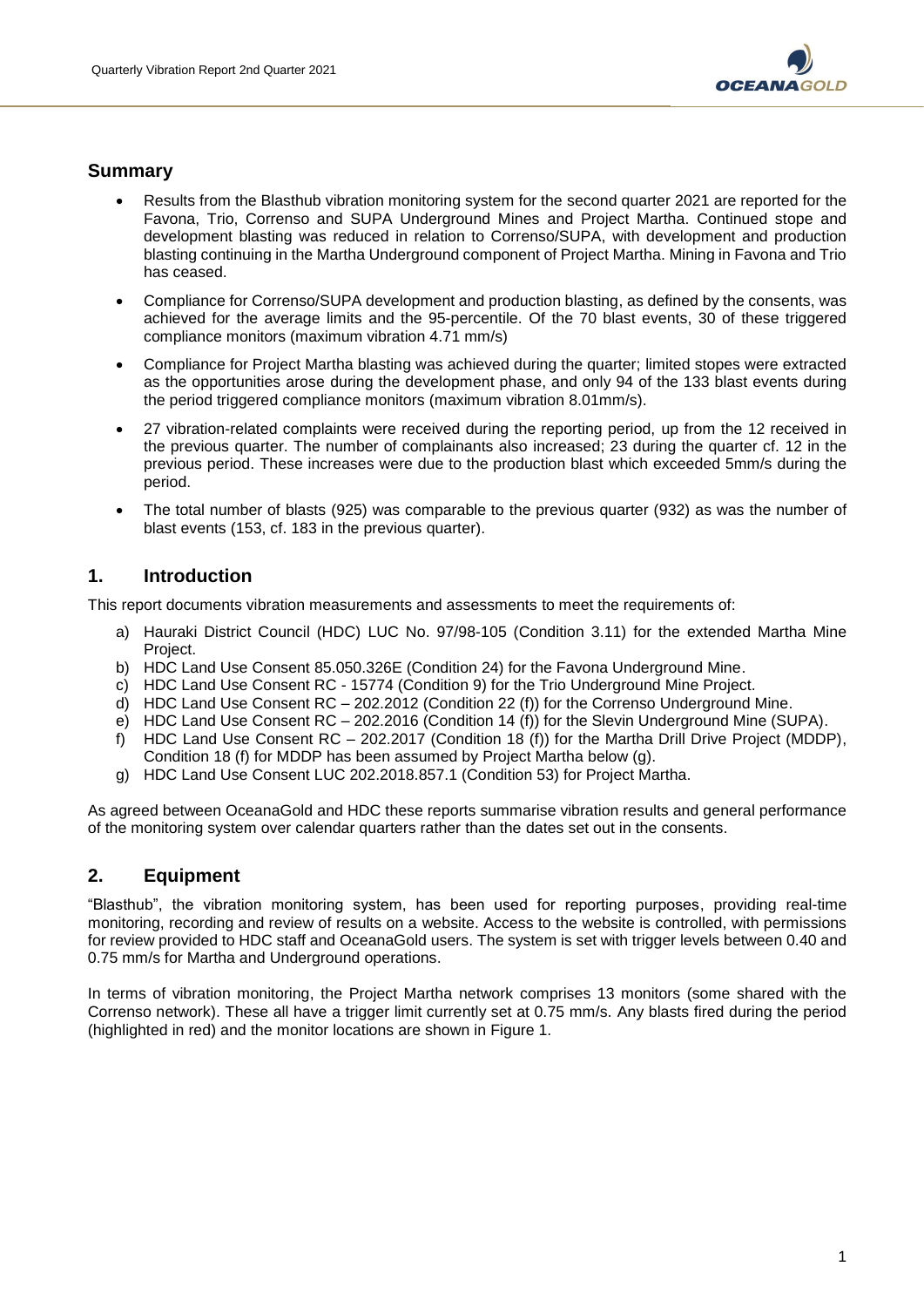## Summary

- Results from the Blasthub vibration monitoring system for the second quarter 2021 are reported for the Favona, Trio, Correnso and SUPA Underground Mines and Project Martha. Continued stope and development blasting was reduced in relation to Correnso/SUPA, with development and production blasting continuing in the Martha Underground component of Project Martha. Mining in Favona and Trio has ceased.
- Compliance for Correnso/SUPA development and production blasting, as defined by the consents, was achieved for the average limits and the 95-percentile. Of the 70 blast events, 30 of these triggered compliance monitors (maximum vibration 4.71 mm/s)
- Compliance for Project Martha blasting was achieved during the quarter; limited stopes were extracted as the opportunities arose during the development phase, and only 94 of the 133 blast events during the period triggered compliance monitors (maximum vibration 8.01mm/s).
- 27 vibration-related complaints were received during the reporting period, up from the 12 received in the previous quarter. The number of complainants also increased; 23 during the quarter cf. 12 in the previous period. These increases were due to the production blast which exceeded 5mm/s during the period.
- The total number of blasts (925) was comparable to the previous quarter (932) as was the number of blast events (153, cf. 183 in the previous quarter).

## 1. Introduction

This report documents vibration measurements and assessments to meet the requirements of:

a) Hauraki District Council (HDC) LUC No. 97/98-105 (Condition 3.11) for the extended Martha Mine Project.
b) HDC Land Use Consent 85.050.326E (Condition 24) for the Favona Underground Mine.
c) HDC Land Use Consent RC - 15774 (Condition 9) for the Trio Underground Mine Project.
d) HDC Land Use Consent RC – 202.2012 (Condition 22 (f)) for the Correnso Underground Mine.
e) HDC Land Use Consent RC – 202.2016 (Condition 14 (f)) for the Slevin Underground Mine (SUPA).
f) HDC Land Use Consent RC – 202.2017 (Condition 18 (f)) for the Martha Drill Drive Project (MDDP), Condition 18 (f) for MDDP has been assumed by Project Martha below (g).
g) HDC Land Use Consent LUC 202.2018.857.1 (Condition 53) for Project Martha.

As agreed between OceanaGold and HDC these reports summarise vibration results and general performance of the monitoring system over calendar quarters rather than the dates set out in the consents.

## 2. Equipment

"Blasthub", the vibration monitoring system, has been used for reporting purposes, providing real-time monitoring, recording and review of results on a website. Access to the website is controlled, with permissions for review provided to HDC staff and OceanaGold users. The system is set with trigger levels between 0.40 and 0.75 mm/s for Martha and Underground operations.

In terms of vibration monitoring, the Project Martha network comprises 13 monitors (some shared with the Correnso network). These all have a trigger limit currently set at 0.75 mm/s. Any blasts fired during the period (highlighted in red) and the monitor locations are shown in Figure 1.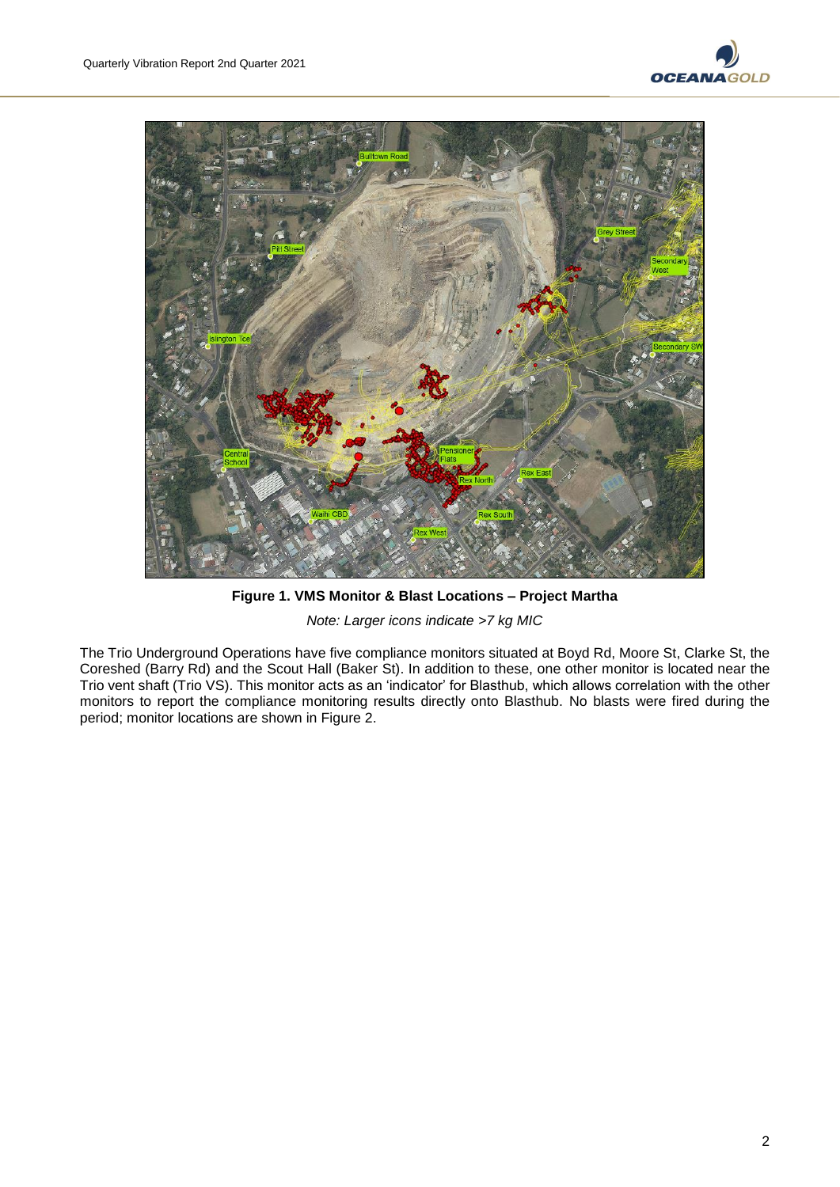**Figure 1. VMS Monitor & Blast Locations – Project Martha**

*Note: Larger icons indicate >7 kg MIC*

The Trio Underground Operations have five compliance monitors situated at Boyd Rd, Moore St, Clarke St, the Coreshed (Barry Rd) and the Scout Hall (Baker St). In addition to these, one other monitor is located near the Trio vent shaft (Trio VS). This monitor acts as an 'indicator' for Blasthub, which allows correlation with the other monitors to report the compliance monitoring results directly onto Blasthub. No blasts were fired during the period; monitor locations are shown in Figure 2.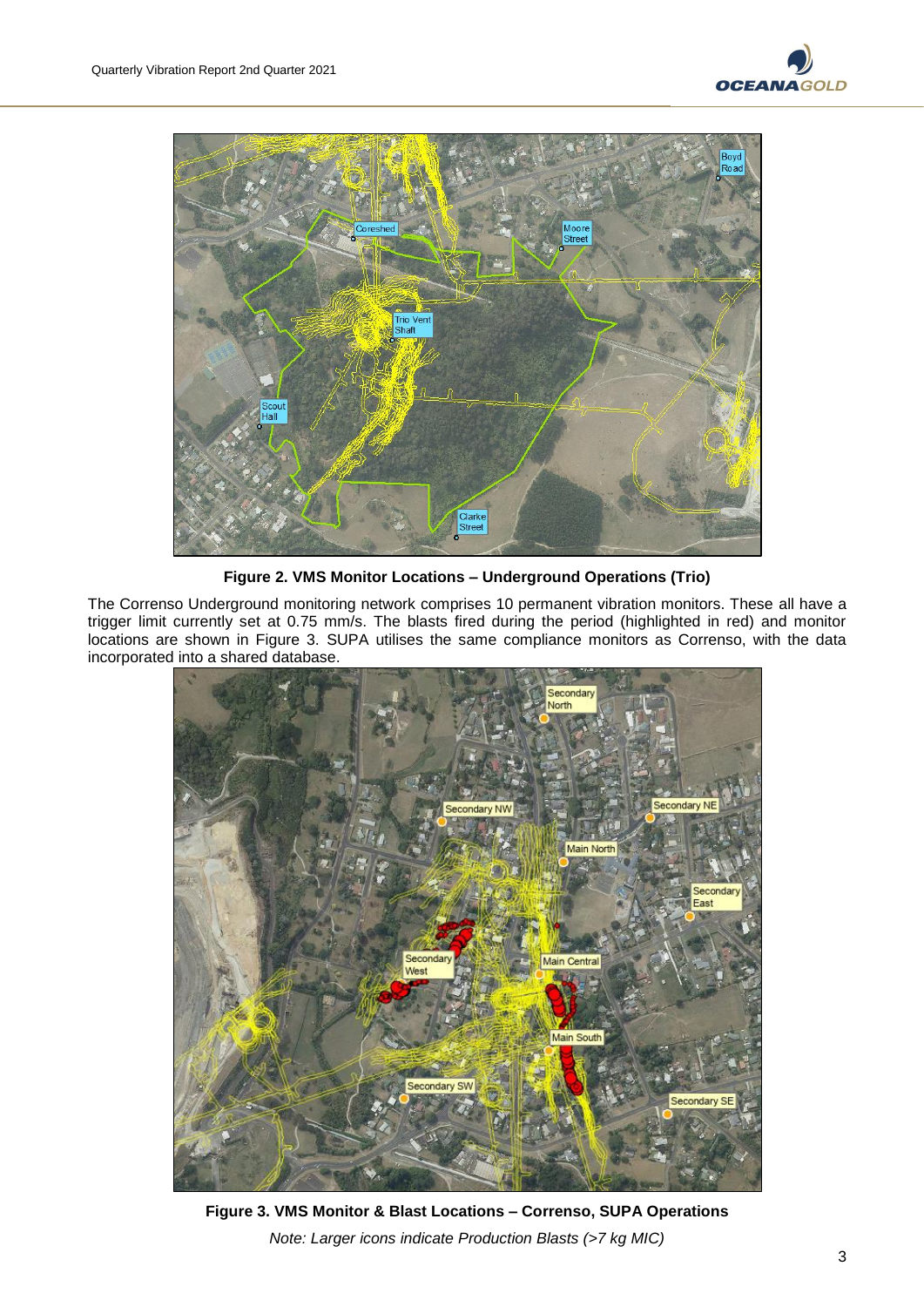**Figure 2. VMS Monitor Locations – Underground Operations (Trio)**

The Correnso Underground monitoring network comprises 10 permanent vibration monitors. These all have a trigger limit currently set at 0.75 mm/s. The blasts fired during the period (highlighted in red) and monitor locations are shown in Figure 3. SUPA utilises the same compliance monitors as Correnso, with the data incorporated into a shared database.

**Figure 3. VMS Monitor & Blast Locations – Correnso, SUPA Operations**

*Note: Larger icons indicate Production Blasts (>7 kg MIC)*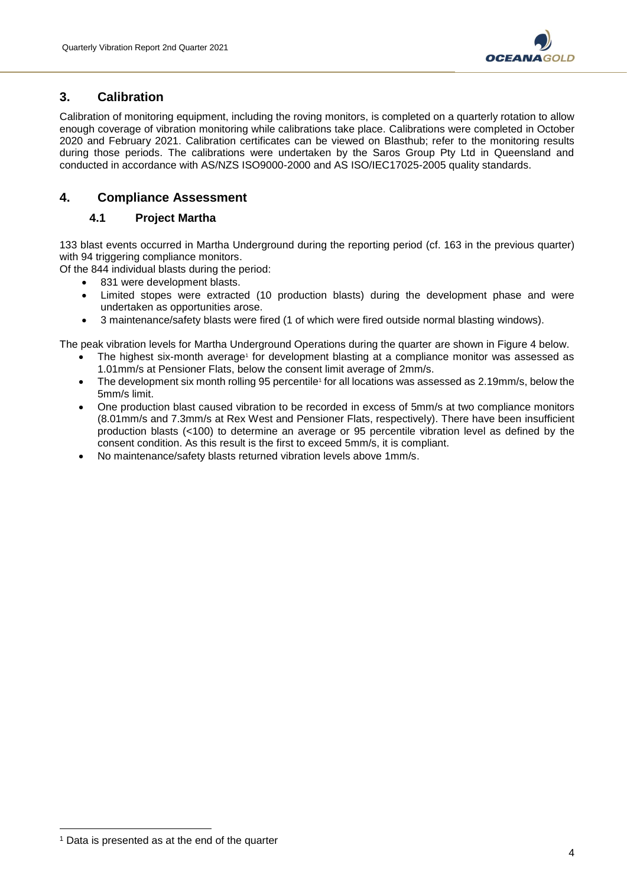## 3. Calibration

Calibration of monitoring equipment, including the roving monitors, is completed on a quarterly rotation to allow enough coverage of vibration monitoring while calibrations take place. Calibrations were completed in October 2020 and February 2021. Calibration certificates can be viewed on Blasthub; refer to the monitoring results during those periods. The calibrations were undertaken by the Saros Group Pty Ltd in Queensland and conducted in accordance with AS/NZS ISO9000-2000 and AS ISO/IEC17025-2005 quality standards.

## 4. Compliance Assessment

### 4.1 Project Martha

133 blast events occurred in Martha Underground during the reporting period (cf. 163 in the previous quarter) with 94 triggering compliance monitors.

Of the 844 individual blasts during the period:

- 831 were development blasts.
- Limited stopes were extracted (10 production blasts) during the development phase and were undertaken as opportunities arose.
- 3 maintenance/safety blasts were fired (1 of which were fired outside normal blasting windows).

The peak vibration levels for Martha Underground Operations during the quarter are shown in Figure 4 below.

- The highest six-month average[1] for development blasting at a compliance monitor was assessed as 1.01mm/s at Pensioner Flats, below the consent limit average of 2mm/s.
- The development six month rolling 95 percentile[1] for all locations was assessed as 2.19mm/s, below the 5mm/s limit.
- One production blast caused vibration to be recorded in excess of 5mm/s at two compliance monitors (8.01mm/s and 7.3mm/s at Rex West and Pensioner Flats, respectively). There have been insufficient production blasts (<100) to determine an average or 95 percentile vibration level as defined by the consent condition. As this result is the first to exceed 5mm/s, it is compliant.
- No maintenance/safety blasts returned vibration levels above 1mm/s.

[1] Data is presented as at the end of the quarter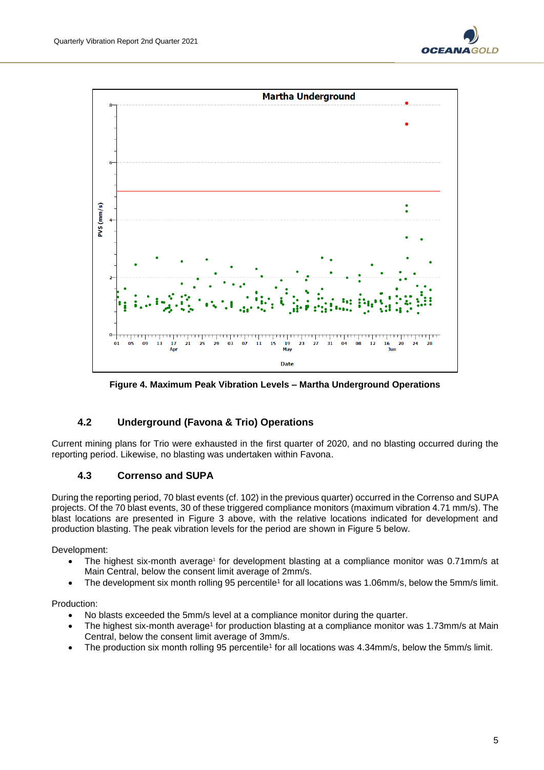Figure 4. Maximum Peak Vibration Levels – Martha Underground Operations

### 4.2 Underground (Favona & Trio) Operations

Current mining plans for Trio were exhausted in the first quarter of 2020, and no blasting occurred during the reporting period. Likewise, no blasting was undertaken within Favona.

### 4.3 Correnso and SUPA

During the reporting period, 70 blast events (cf. 102) in the previous quarter) occurred in the Correnso and SUPA projects. Of the 70 blast events, 30 of these triggered compliance monitors (maximum vibration 4.71 mm/s). The blast locations are presented in Figure 3 above, with the relative locations indicated for development and production blasting. The peak vibration levels for the period are shown in Figure 5 below.

Development:

- The highest six-month average[1] for development blasting at a compliance monitor was 0.71mm/s at Main Central, below the consent limit average of 2mm/s.
- The development six month rolling 95 percentile[1] for all locations was 1.06mm/s, below the 5mm/s limit.

Production:

- No blasts exceeded the 5mm/s level at a compliance monitor during the quarter.
- The highest six-month average[1] for production blasting at a compliance monitor was 1.73mm/s at Main Central, below the consent limit average of 3mm/s.
- The production six month rolling 95 percentile[1] for all locations was 4.34mm/s, below the 5mm/s limit.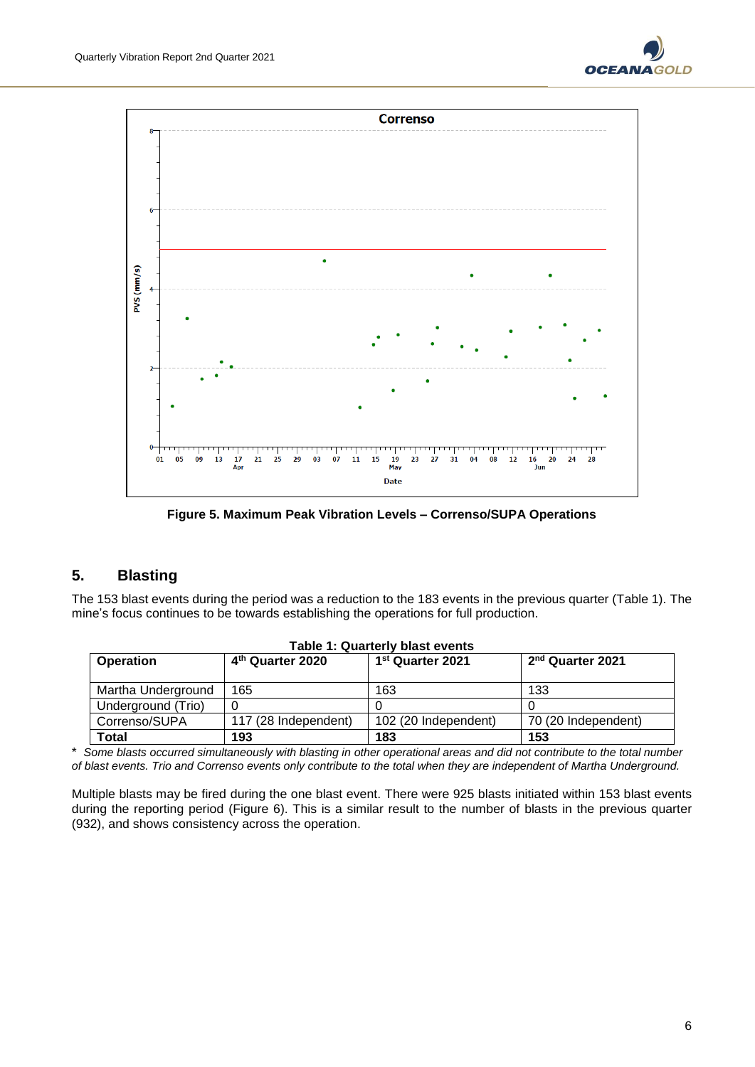Figure 5. Maximum Peak Vibration Levels – Correnso/SUPA Operations

## 5. Blasting

The 153 blast events during the period was a reduction to the 183 events in the previous quarter (Table 1). The mine's focus continues to be towards establishing the operations for full production.

**Table 1: Quarterly blast events**

| Operation | 4th Quarter 2020 | 1st Quarter 2021 | 2nd Quarter 2021 |
|---|---|---|---|
| Martha Underground | 165 | 163 | 133 |
| Underground (Trio) | 0 | 0 | 0 |
| Correnso/SUPA | 117 (28 Independent) | 102 (20 Independent) | 70 (20 Independent) |
| **Total** | **193** | **183** | **153** |

\* *Some blasts occurred simultaneously with blasting in other operational areas and did not contribute to the total number of blast events. Trio and Correnso events only contribute to the total when they are independent of Martha Underground.*

Multiple blasts may be fired during the one blast event. There were 925 blasts initiated within 153 blast events during the reporting period (Figure 6). This is a similar result to the number of blasts in the previous quarter (932), and shows consistency across the operation.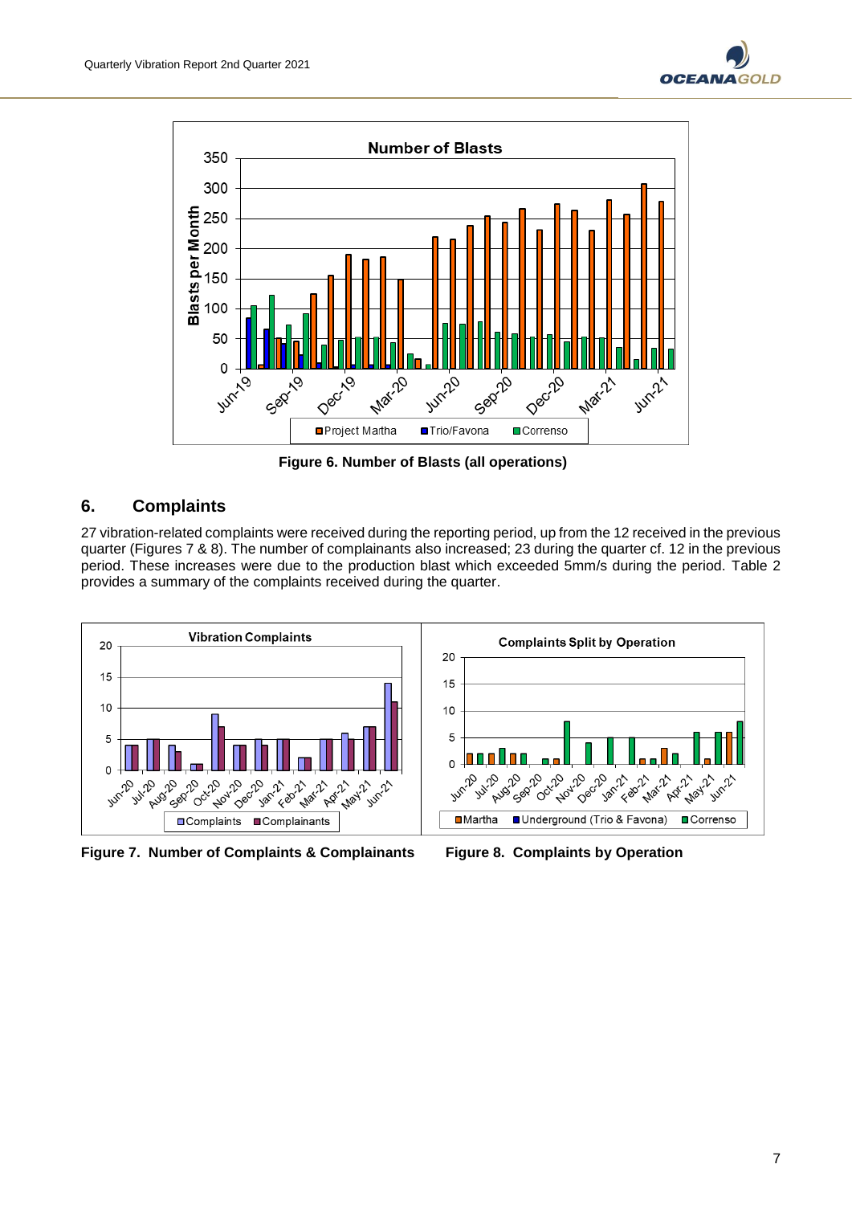Figure 6. Number of Blasts (all operations)

## 6. Complaints

27 vibration-related complaints were received during the reporting period, up from the 12 received in the previous quarter (Figures 7 & 8). The number of complainants also increased; 23 during the quarter cf. 12 in the previous period. These increases were due to the production blast which exceeded 5mm/s during the period. Table 2 provides a summary of the complaints received during the quarter.

Figure 7. Number of Complaints & Complainants

Figure 8. Complaints by Operation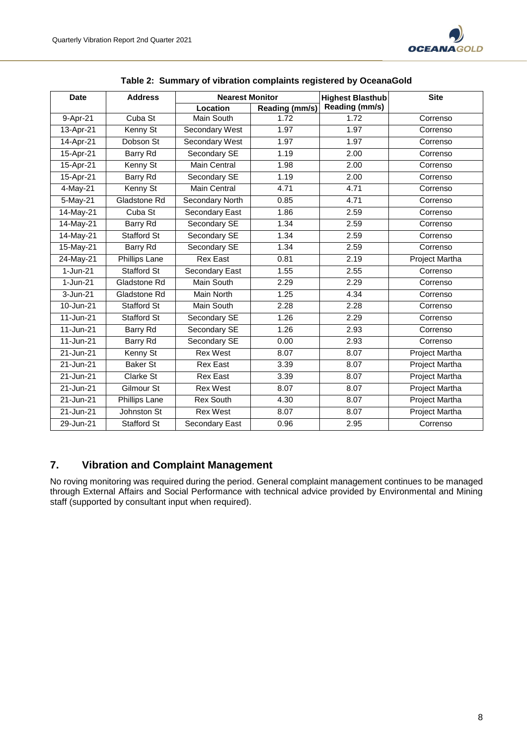**Table 2: Summary of vibration complaints registered by OceanaGold**

| Date | Address | Nearest Monitor | | Highest Blasthub Reading (mm/s) | Site |
|---|---|---|---|---|---|
| | | Location | Reading (mm/s) | | |
| 9-Apr-21 | Cuba St | Main South | 1.72 | 1.72 | Correnso |
| 13-Apr-21 | Kenny St | Secondary West | 1.97 | 1.97 | Correnso |
| 14-Apr-21 | Dobson St | Secondary West | 1.97 | 1.97 | Correnso |
| 15-Apr-21 | Barry Rd | Secondary SE | 1.19 | 2.00 | Correnso |
| 15-Apr-21 | Kenny St | Main Central | 1.98 | 2.00 | Correnso |
| 15-Apr-21 | Barry Rd | Secondary SE | 1.19 | 2.00 | Correnso |
| 4-May-21 | Kenny St | Main Central | 4.71 | 4.71 | Correnso |
| 5-May-21 | Gladstone Rd | Secondary North | 0.85 | 4.71 | Correnso |
| 14-May-21 | Cuba St | Secondary East | 1.86 | 2.59 | Correnso |
| 14-May-21 | Barry Rd | Secondary SE | 1.34 | 2.59 | Correnso |
| 14-May-21 | Stafford St | Secondary SE | 1.34 | 2.59 | Correnso |
| 15-May-21 | Barry Rd | Secondary SE | 1.34 | 2.59 | Correnso |
| 24-May-21 | Phillips Lane | Rex East | 0.81 | 2.19 | Project Martha |
| 1-Jun-21 | Stafford St | Secondary East | 1.55 | 2.55 | Correnso |
| 1-Jun-21 | Gladstone Rd | Main South | 2.29 | 2.29 | Correnso |
| 3-Jun-21 | Gladstone Rd | Main North | 1.25 | 4.34 | Correnso |
| 10-Jun-21 | Stafford St | Main South | 2.28 | 2.28 | Correnso |
| 11-Jun-21 | Stafford St | Secondary SE | 1.26 | 2.29 | Correnso |
| 11-Jun-21 | Barry Rd | Secondary SE | 1.26 | 2.93 | Correnso |
| 11-Jun-21 | Barry Rd | Secondary SE | 0.00 | 2.93 | Correnso |
| 21-Jun-21 | Kenny St | Rex West | 8.07 | 8.07 | Project Martha |
| 21-Jun-21 | Baker St | Rex East | 3.39 | 8.07 | Project Martha |
| 21-Jun-21 | Clarke St | Rex East | 3.39 | 8.07 | Project Martha |
| 21-Jun-21 | Gilmour St | Rex West | 8.07 | 8.07 | Project Martha |
| 21-Jun-21 | Phillips Lane | Rex South | 4.30 | 8.07 | Project Martha |
| 21-Jun-21 | Johnston St | Rex West | 8.07 | 8.07 | Project Martha |
| 29-Jun-21 | Stafford St | Secondary East | 0.96 | 2.95 | Correnso |

## 7. Vibration and Complaint Management

No roving monitoring was required during the period. General complaint management continues to be managed through External Affairs and Social Performance with technical advice provided by Environmental and Mining staff (supported by consultant input when required).